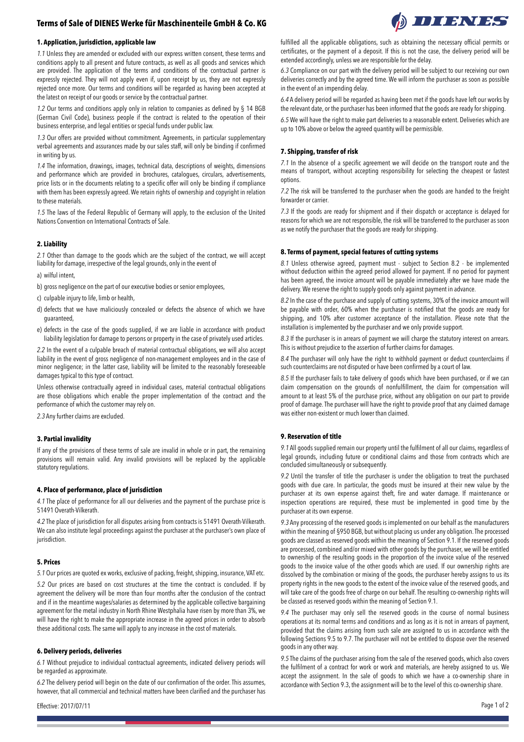# Terms of Sale of DIENES Werke für Maschinenteile GmbH & Co. KG

## 1. Application, jurisdiction, applicable law

*1.1* Unless they are amended or excluded with our express written consent, these terms and conditions apply to all present and future contracts, as well as all goods and services which are provided. The application of the terms and conditions of the contractual partner is expressly rejected. They will not apply even if, upon receipt by us, they are not expressly rejected once more. Our terms and conditions will be regarded as having been accepted at the latest on receipt of our goods or service by the contractual partner.

*1.2* Our terms and conditions apply only in relation to companies as defined by § 14 BGB (German Civil Code), business people if the contract is related to the operation of their business enterprise, and legal entities or special funds under public law.

*1.3* Our offers are provided without commitment. Agreements, in particular supplementary verbal agreements and assurances made by our sales staff, will only be binding if confirmed in writing by us.

*1.4* The information, drawings, images, technical data, descriptions of weights, dimensions and performance which are provided in brochures, catalogues, circulars, advertisements, price lists or in the documents relating to a specific offer will only be binding if compliance with them has been expressly agreed. We retain rights of ownership and copyright in relation to these materials.

*1.5* The laws of the Federal Republic of Germany will apply, to the exclusion of the United Nations Convention on International Contracts of Sale.

## 2. Liability

*2.1* Other than damage to the goods which are the subject of the contract, we will accept liability for damage, irrespective of the legal grounds, only in the event of

a) wilful intent,

b) gross negligence on the part of our executive bodies or senior employees,

c) culpable injury to life, limb or health,

d) defects that we have maliciously concealed or defects the absence of which we have guaranteed,

e) defects in the case of the goods supplied, if we are liable in accordance with product liability legislation for damage to persons or property in the case of privately used articles.

*2.2* In the event of a culpable breach of material contractual obligations, we will also accept liability in the event of gross negligence of non-management employees and in the case of minor negligence; in the latter case, liability will be limited to the reasonably foreseeable damages typical to this type of contract.

Unless otherwise contractually agreed in individual cases, material contractual obligations are those obligations which enable the proper implementation of the contract and the performance of which the customer may rely on.

*2.3* Any further claims are excluded.

## 3. Partial invalidity

If any of the provisions of these terms of sale are invalid in whole or in part, the remaining provisions will remain valid. Any invalid provisions will be replaced by the applicable statutory regulations.

## 4. Place of performance, place of jurisdiction

*4.1* The place of performance for all our deliveries and the payment of the purchase price is 51491 Overath-Vilkerath.

*4.2* The place of jurisdiction for all disputes arising from contracts is 51491 Overath-Vilkerath. We can also institute legal proceedings against the purchaser at the purchaser's own place of jurisdiction.

## 5. Prices

*5.1* Our prices are quoted ex works, exclusive of packing, freight, shipping, insurance, VAT etc.

*5.2* Our prices are based on cost structures at the time the contract is concluded. If by agreement the delivery will be more than four months after the conclusion of the contract and if in the meantime wages/salaries as determined by the applicable collective bargaining agreement for the metal industry in North Rhine Westphalia have risen by more than 3%, we will have the right to make the appropriate increase in the agreed prices in order to absorb these additional costs. The same will apply to any increase in the cost of materials.

## 6. Delivery periods, deliveries

*6.1* Without prejudice to individual contractual agreements, indicated delivery periods will be regarded as approximate.

*6.2* The delivery period will begin on the date of our confirmation of the order. This assumes, however, that all commercial and technical matters have been clarified and the purchaser has fulfilled all the applicable obligations, such as obtaining the necessary official permits or certificates, or the payment of a deposit. If this is not the case, the delivery period will be extended accordingly, unless we are responsible for the delay.

*6.3* Compliance on our part with the delivery period will be subject to our receiving our own deliveries correctly and by the agreed time. We will inform the purchaser as soon as possible in the event of an impending delay.

*6.4* A delivery period will be regarded as having been met if the goods have left our works by the relevant date, or the purchaser has been informed that the goods are ready for shipping.

*6.5* We will have the right to make part deliveries to a reasonable extent. Deliveries which are up to 10% above or below the agreed quantity will be permissible.

## 7. Shipping, transfer of risk

*7.1* In the absence of a specific agreement we will decide on the transport route and the means of transport, without accepting responsibility for selecting the cheapest or fastest options.

*7.2* The risk will be transferred to the purchaser when the goods are handed to the freight forwarder or carrier.

*7.3* If the goods are ready for shipment and if their dispatch or acceptance is delayed for reasons for which we are not responsible, the risk will be transferred to the purchaser as soon as we notify the purchaser that the goods are ready for shipping.

## 8. Terms of payment, special features of cutting systems

*8.1* Unless otherwise agreed, payment must - subject to Section 8.2 - be implemented without deduction within the agreed period allowed for payment. If no period for payment has been agreed, the invoice amount will be payable immediately after we have made the delivery. We reserve the right to supply goods only against payment in advance.

*8.2* In the case of the purchase and supply of cutting systems, 30% of the invoice amount will be payable with order, 60% when the purchaser is notified that the goods are ready for shipping, and 10% after customer acceptance of the installation. Please note that the installation is implemented by the purchaser and we only provide support.

*8.3* If the purchaser is in arrears of payment we will charge the statutory interest on arrears. This is without prejudice to the assertion of further claims for damages.

*8.4* The purchaser will only have the right to withhold payment or deduct counterclaims if such counterclaims are not disputed or have been confirmed by a court of law.

*8.5* If the purchaser fails to take delivery of goods which have been purchased, or if we can claim compensation on the grounds of nonfulfillment, the claim for compensation will amount to at least 5% of the purchase price, without any obligation on our part to provide proof of damage. The purchaser will have the right to provide proof that any claimed damage was either non-existent or much lower than claimed.

## 9. Reservation of title

*9.1* All goods supplied remain our property until the fulfilment of all our claims, regardless of legal grounds, including future or conditional claims and those from contracts which are concluded simultaneously or subsequently.

*9.2* Until the transfer of title the purchaser is under the obligation to treat the purchased goods with due care. In particular, the goods must be insured at their new value by the purchaser at its own expense against theft, fire and water damage. If maintenance or inspection operations are required, these must be implemented in good time by the purchaser at its own expense.

*9.3* Any processing of the reserved goods is implemented on our behalf as the manufacturers within the meaning of §950 BGB, but without placing us under any obligation. The processed goods are classed as reserved goods within the meaning of Section 9.1. If the reserved goods are processed, combined and/or mixed with other goods by the purchaser, we will be entitled to ownership of the resulting goods in the proportion of the invoice value of the reserved goods to the invoice value of the other goods which are used. If our ownership rights are dissolved by the combination or mixing of the goods, the purchaser hereby assigns to us its property rights in the new goods to the extent of the invoice value of the reserved goods, and will take care of the goods free of charge on our behalf. The resulting co-ownership rights will be classed as reserved goods within the meaning of Section 9.1.

*9.4* The purchaser may only sell the reserved goods in the course of normal business operations at its normal terms and conditions and as long as it is not in arrears of payment, provided that the claims arising from such sale are assigned to us in accordance with the following Sections 9.5 to 9.7. The purchaser will not be entitled to dispose over the reserved goods in any other way.

*9.5* The claims of the purchaser arising from the sale of the reserved goods, which also covers the fulfilment of a contract for work or work and materials, are hereby assigned to us. We accept the assignment. In the sale of goods to which we have a co-ownership share in accordance with Section 9.3, the assignment will be to the level of this co-ownership share.

Effective: 2017/07/11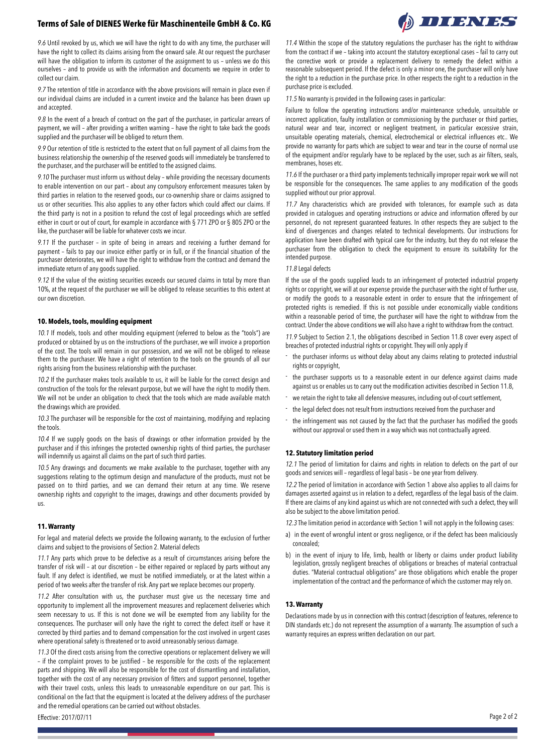*9.6* Until revoked by us, which we will have the right to do with any time, the purchaser will have the right to collect its claims arising from the onward sale. At our request the purchaser will have the obligation to inform its customer of the assignment to us – unless we do this ourselves – and to provide us with the information and documents we require in order to collect our claim.

*9.7* The retention of title in accordance with the above provisions will remain in place even if our individual claims are included in a current invoice and the balance has been drawn up and accepted.

*9.8* In the event of a breach of contract on the part of the purchaser, in particular arrears of payment, we will – after providing a written warning – have the right to take back the goods supplied and the purchaser will be obliged to return them.

*9.9* Our retention of title is restricted to the extent that on full payment of all claims from the business relationship the ownership of the reserved goods will immediately be transferred to the purchaser, and the purchaser will be entitled to the assigned claims.

*9.10* The purchaser must inform us without delay – while providing the necessary documents to enable intervention on our part – about any compulsory enforcement measures taken by third parties in relation to the reserved goods, our co-ownership share or claims assigned to us or other securities. This also applies to any other factors which could affect our claims. If the third party is not in a position to refund the cost of legal proceedings which are settled either in court or out of court, for example in accordance with § 771 ZPO or § 805 ZPO or the like, the purchaser will be liable for whatever costs we incur.

*9.11* If the purchaser – in spite of being in arrears and receiving a further demand for payment – fails to pay our invoice either partly or in full, or if the financial situation of the purchaser deteriorates, we will have the right to withdraw from the contract and demand the immediate return of any goods supplied.

*9.12* If the value of the existing securities exceeds our secured claims in total by more than 10%, at the request of the purchaser we will be obliged to release securities to this extent at our own discretion.

### 10. Models, tools, moulding equipment

*10.1* If models, tools and other moulding equipment (referred to below as the "tools") are produced or obtained by us on the instructions of the purchaser, we will invoice a proportion of the cost. The tools will remain in our possession, and we will not be obliged to release them to the purchaser. We have a right of retention to the tools on the grounds of all our rights arising from the business relationship with the purchaser.

*10.2* If the purchaser makes tools available to us, it will be liable for the correct design and construction of the tools for the relevant purpose, but we will have the right to modify them. We will not be under an obligation to check that the tools which are made available match the drawings which are provided.

*10.3* The purchaser will be responsible for the cost of maintaining, modifying and replacing the tools.

*10.4* If we supply goods on the basis of drawings or other information provided by the purchaser and if this infringes the protected ownership rights of third parties, the purchaser will indemnify us against all claims on the part of such third parties.

*10.5* Any drawings and documents we make available to the purchaser, together with any suggestions relating to the optimum design and manufacture of the products, must not be passed on to third parties, and we can demand their return at any time. We reserve ownership rights and copyright to the images, drawings and other documents provided by us.

### 11. Warranty

For legal and material defects we provide the following warranty, to the exclusion of further claims and subject to the provisions of Section 2. Material defects

*11.1* Any parts which prove to be defective as a result of circumstances arising before the transfer of risk will – at our discretion – be either repaired or replaced by parts without any fault. If any defect is identified, we must be notified immediately, or at the latest within a period of two weeks after the transfer of risk. Any part we replace becomes our property.

*11.2* After consultation with us, the purchaser must give us the necessary time and opportunity to implement all the improvement measures and replacement deliveries which seem necessary to us. If this is not done we will be exempted from any liability for the consequences. The purchaser will only have the right to correct the defect itself or have it corrected by third parties and to demand compensation for the cost involved in urgent cases where operational safety is threatened or to avoid unreasonably serious damage.

*11.3* Of the direct costs arising from the corrective operations or replacement delivery we will – if the complaint proves to be justified – be responsible for the costs of the replacement parts and shipping. We will also be responsible for the cost of dismantling and installation, together with the cost of any necessary provision of fitters and support personnel, together with their travel costs, unless this leads to unreasonable expenditure on our part. This is conditional on the fact that the equipment is located at the delivery address of the purchaser and the remedial operations can be carried out without obstacles.

*11.4* Within the scope of the statutory regulations the purchaser has the right to withdraw from the contract if we – taking into account the statutory exceptional cases – fail to carry out the corrective work or provide a replacement delivery to remedy the defect within a reasonable subsequent period. If the defect is only a minor one, the purchaser will only have the right to a reduction in the purchase price. In other respects the right to a reduction in the purchase price is excluded.

*11.5* No warranty is provided in the following cases in particular:

Failure to follow the operating instructions and/or maintenance schedule, unsuitable or incorrect application, faulty installation or commissioning by the purchaser or third parties, natural wear and tear, incorrect or negligent treatment, in particular excessive strain, unsuitable operating materials, chemical, electrochemical or electrical influences etc.. We provide no warranty for parts which are subject to wear and tear in the course of normal use of the equipment and/or regularly have to be replaced by the user, such as air filters, seals, membranes, hoses etc.

*11.6* If the purchaser or a third party implements technically improper repair work we will not be responsible for the consequences. The same applies to any modification of the goods supplied without our prior approval.

*11.7* Any characteristics which are provided with tolerances, for example such as data provided in catalogues and operating instructions or advice and information offered by our personnel, do not represent guaranteed features. In other respects they are subject to the kind of divergences and changes related to technical developments. Our instructions for application have been drafted with typical care for the industry, but they do not release the purchaser from the obligation to check the equipment to ensure its suitability for the intended purpose.

*11.8* Legal defects

If the use of the goods supplied leads to an infringement of protected industrial property rights or copyright, we will at our expense provide the purchaser with the right of further use, or modify the goods to a reasonable extent in order to ensure that the infringement of protected rights is remedied. If this is not possible under economically viable conditions within a reasonable period of time, the purchaser will have the right to withdraw from the contract. Under the above conditions we will also have a right to withdraw from the contract.

*11.9* Subject to Section 2.1, the obligations described in Section 11.8 cover every aspect of breaches of protected industrial rights or copyright. They will only apply if

- the purchaser informs us without delay about any claims relating to protected industrial rights or copyright,
- the purchaser supports us to a reasonable extent in our defence against claims made against us or enables us to carry out the modification activities described in Section 11.8,
- we retain the right to take all defensive measures, including out-of-court settlement,
- the legal defect does not result from instructions received from the purchaser and
- the infringement was not caused by the fact that the purchaser has modified the goods without our approval or used them in a way which was not contractually agreed.

### 12. Statutory limitation period

*12.1* The period of limitation for claims and rights in relation to defects on the part of our goods and services will – regardless of legal basis – be one year from delivery.

*12.2* The period of limitation in accordance with Section 1 above also applies to all claims for damages asserted against us in relation to a defect, regardless of the legal basis of the claim. If there are claims of any kind against us which are not connected with such a defect, they will also be subject to the above limitation period.

*12.3* The limitation period in accordance with Section 1 will not apply in the following cases:

a) in the event of wrongful intent or gross negligence, or if the defect has been maliciously concealed;

b) in the event of injury to life, limb, health or liberty or claims under product liability legislation, grossly negligent breaches of obligations or breaches of material contractual duties. "Material contractual obligations" are those obligations which enable the proper implementation of the contract and the performance of which the customer may rely on.

### 13. Warranty

Declarations made by us in connection with this contract (description of features, reference to DIN standards etc.) do not represent the assumption of a warranty. The assumption of such a warranty requires an express written declaration on our part.

Effective: 2017/07/11